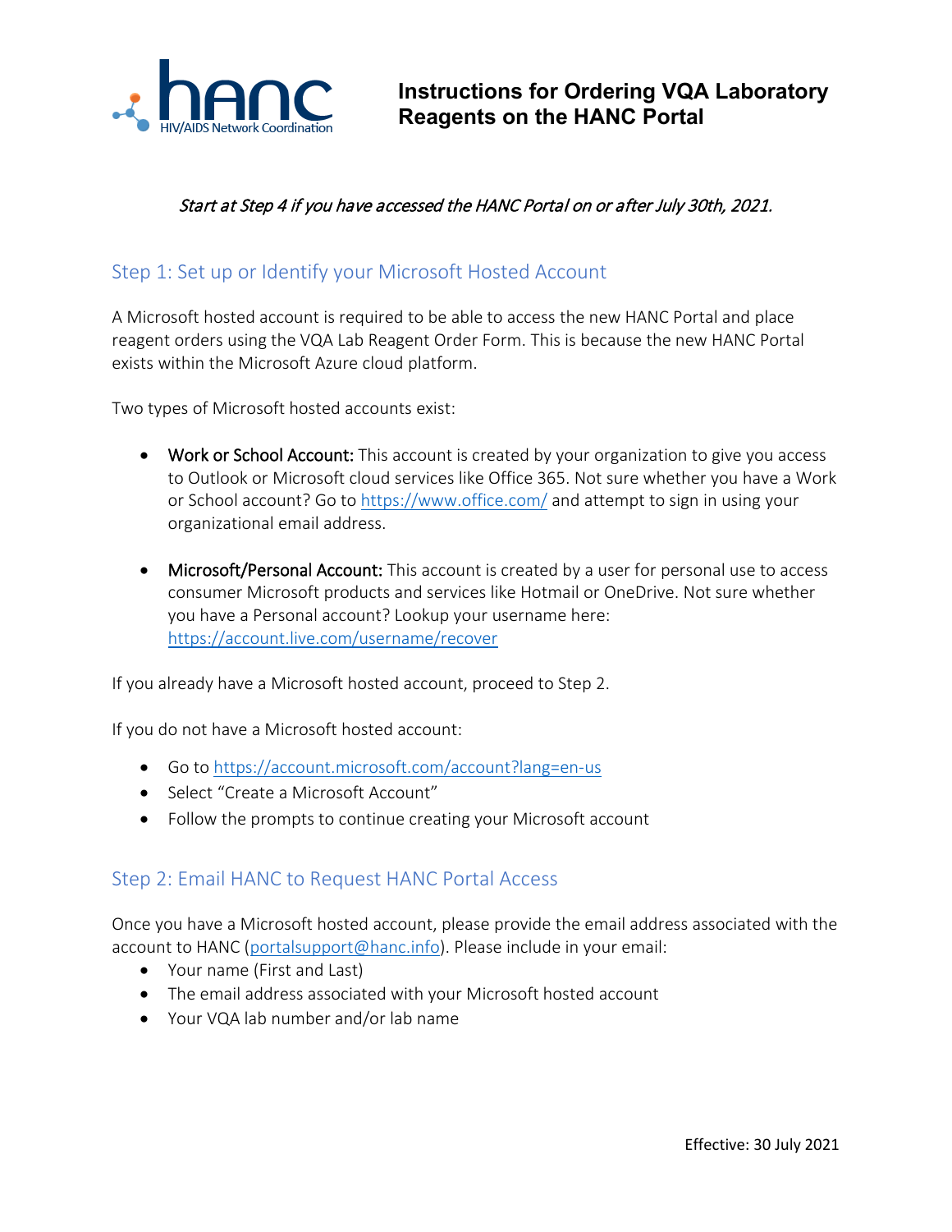# Instructions for Ordering VQA Laboratory Reagents on the HANC Portal

*Start at Step 4 if you have accessed the HANC Portal on or after July 30th, 2021.*

## Step 1: Set up or Identify your Microsoft Hosted Account

A Microsoft hosted account is required to be able to access the new HANC Portal and place reagent orders using the VQA Lab Reagent Order Form. This is because the new HANC Portal exists within the Microsoft Azure cloud platform.

Two types of Microsoft hosted accounts exist:

- Work or School Account: This account is created by your organization to give you access to Outlook or Microsoft cloud services like Office 365. Not sure whether you have a Work or School account? Go to https://www.office.com/ and attempt to sign in using your organizational email address.

- Microsoft/Personal Account: This account is created by a user for personal use to access consumer Microsoft products and services like Hotmail or OneDrive. Not sure whether you have a Personal account? Lookup your username here: https://account.live.com/username/recover

If you already have a Microsoft hosted account, proceed to Step 2.

If you do not have a Microsoft hosted account:

- Go to https://account.microsoft.com/account?lang=en-us
- Select "Create a Microsoft Account"
- Follow the prompts to continue creating your Microsoft account

## Step 2: Email HANC to Request HANC Portal Access

Once you have a Microsoft hosted account, please provide the email address associated with the account to HANC (portalsupport@hanc.info). Please include in your email:

- Your name (First and Last)
- The email address associated with your Microsoft hosted account
- Your VQA lab number and/or lab name

Effective: 30 July 2021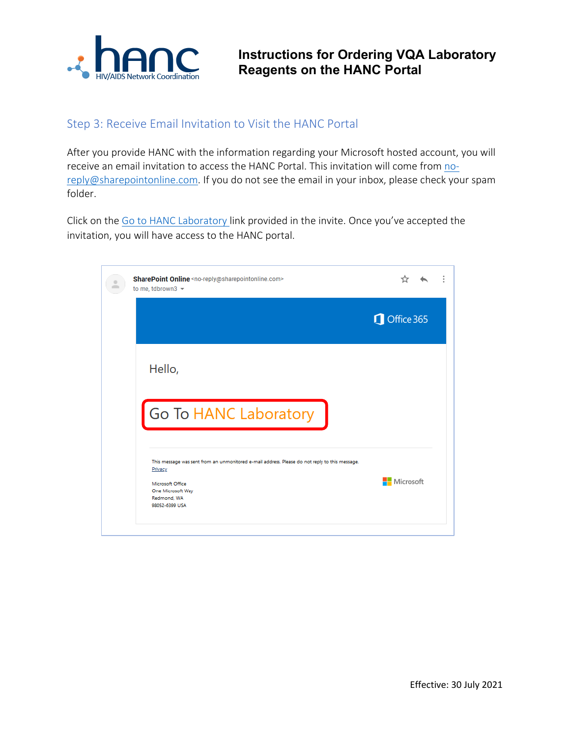## Step 3: Receive Email Invitation to Visit the HANC Portal

After you provide HANC with the information regarding your Microsoft hosted account, you will receive an email invitation to access the HANC Portal. This invitation will come from no-reply@sharepointonline.com. If you do not see the email in your inbox, please check your spam folder.

Click on the Go to HANC Laboratory link provided in the invite. Once you've accepted the invitation, you will have access to the HANC portal.

**SharePoint Online** <no-reply@sharepointonline.com>
to me, tdbrown3

Office 365

Hello,

Go To HANC Laboratory

This message was sent from an unmonitored e-mail address. Please do not reply to this message.
Privacy

Microsoft Office
One Microsoft Way
Redmond, WA
98052-6399 USA

Microsoft

Effective: 30 July 2021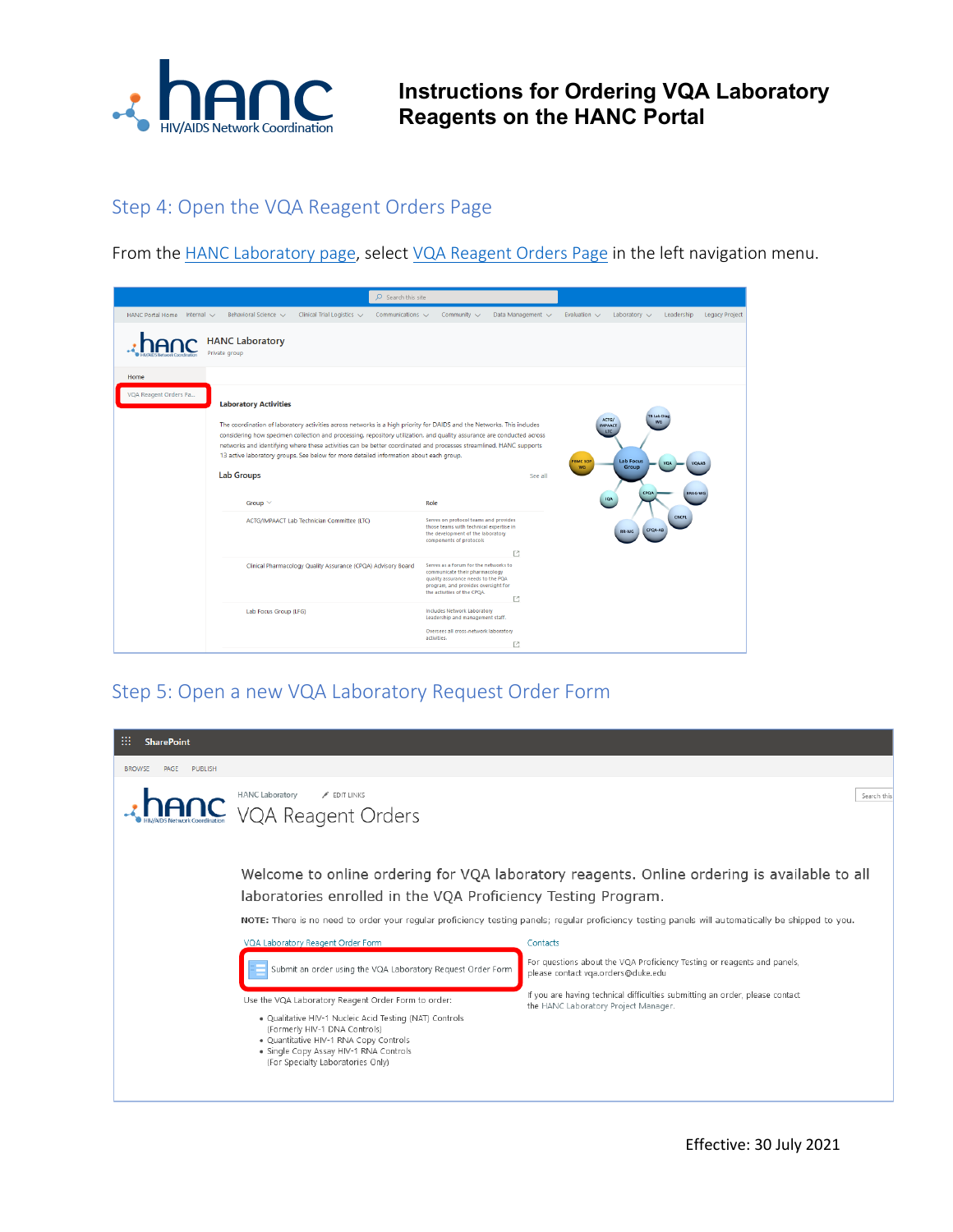## Step 4: Open the VQA Reagent Orders Page

From the HANC Laboratory page, select VQA Reagent Orders Page in the left navigation menu.

## Step 5: Open a new VQA Laboratory Request Order Form

Effective: 30 July 2021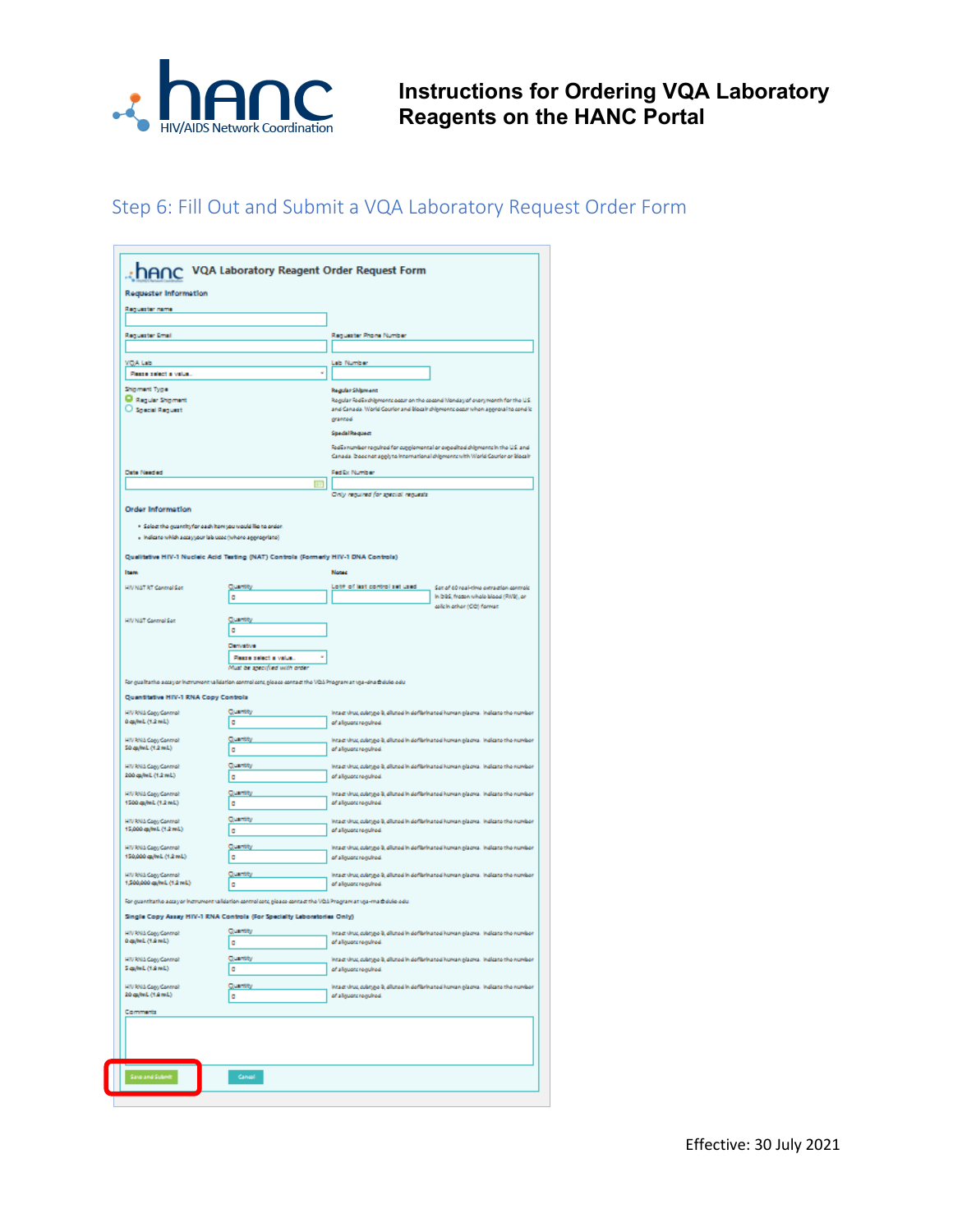## Step 6: Fill Out and Submit a VQA Laboratory Request Order Form

VQA Laboratory Reagent Order Request Form

**Requester Information**

Requester name

Requester Email

Requester Phone Number

VQA Lab

Please select a value.

Lab Number

Shipment Type

- Regular Shipment
- Special Request

**Regular Shipment**

Regular FedEx shipments occur on the second Monday of every month for the US and Canada. World Courier and Biocair shipments occur when approval to send is granted

**Special Request**

FedEx number required for supplemental or expedited shipments in the US and Canada. Does not apply to international shipments with World Courier or Biocair

Date Needed

FedEx Number

*Only required for special requests*

**Order Information**

- Select the quantity for each item you would like to order
- Indicate which assay your lab uses (where appropriate)

**Qualitative HIV-1 Nucleic Acid Testing (NAT) Controls (Formerly HIV-1 DNA Controls)**

| Item | | Notes | |
|---|---|---|---|
| HIV NAT RT Control Set | Quantity: 0 | Lot# of last control set used | Set of 60 real-time extraction controls in DBS, frozen whole blood (FWB), or cells in other (CIO) format |
| HIV NAT Control Set | Quantity: 0; Derivative: Please select a value. *Must be specified with order* | | |

For qualitative assay or instrument validation controls, please contact the VQA Program at vqa-dna@duke.edu

**Quantitative HIV-1 RNA Copy Controls**

| Item | Quantity | Notes |
|---|---|---|
| HIV RNA Copy Control 0 cp/mL (1.2 mL) | 0 | Intact virus, subtype B, diluted in defibrinated human plasma. Indicate the number of aliquots required. |
| HIV RNA Copy Control 50 cp/mL (1.2 mL) | 0 | Intact virus, subtype B, diluted in defibrinated human plasma. Indicate the number of aliquots required. |
| HIV RNA Copy Control 200 cp/mL (1.2 mL) | 0 | Intact virus, subtype B, diluted in defibrinated human plasma. Indicate the number of aliquots required. |
| HIV RNA Copy Control 1500 cp/mL (1.2 mL) | 0 | Intact virus, subtype B, diluted in defibrinated human plasma. Indicate the number of aliquots required. |
| HIV RNA Copy Control 15,000 cp/mL (1.2 mL) | 0 | Intact virus, subtype B, diluted in defibrinated human plasma. Indicate the number of aliquots required. |
| HIV RNA Copy Control 150,000 cp/mL (1.2 mL) | 0 | Intact virus, subtype B, diluted in defibrinated human plasma. Indicate the number of aliquots required. |
| HIV RNA Copy Control 1,500,000 cp/mL (1.2 mL) | 0 | Intact virus, subtype B, diluted in defibrinated human plasma. Indicate the number of aliquots required. |

For quantitative assay or instrument validation controls, please contact the VQA Program at vqa-rna@duke.edu

**Single Copy Assay HIV-1 RNA Controls (For Specialty Laboratories Only)**

| Item | Quantity | Notes |
|---|---|---|
| HIV RNA Copy Control 0 cp/mL (1.6 mL) | 0 | Intact virus, subtype B, diluted in defibrinated human plasma. Indicate the number of aliquots required. |
| HIV RNA Copy Control 5 cp/mL (1.6 mL) | 0 | Intact virus, subtype B, diluted in defibrinated human plasma. Indicate the number of aliquots required. |
| HIV RNA Copy Control 20 cp/mL (1.6 mL) | 0 | Intact virus, subtype B, diluted in defibrinated human plasma. Indicate the number of aliquots required. |

Comments

Save and Submit | Cancel

Effective: 30 July 2021